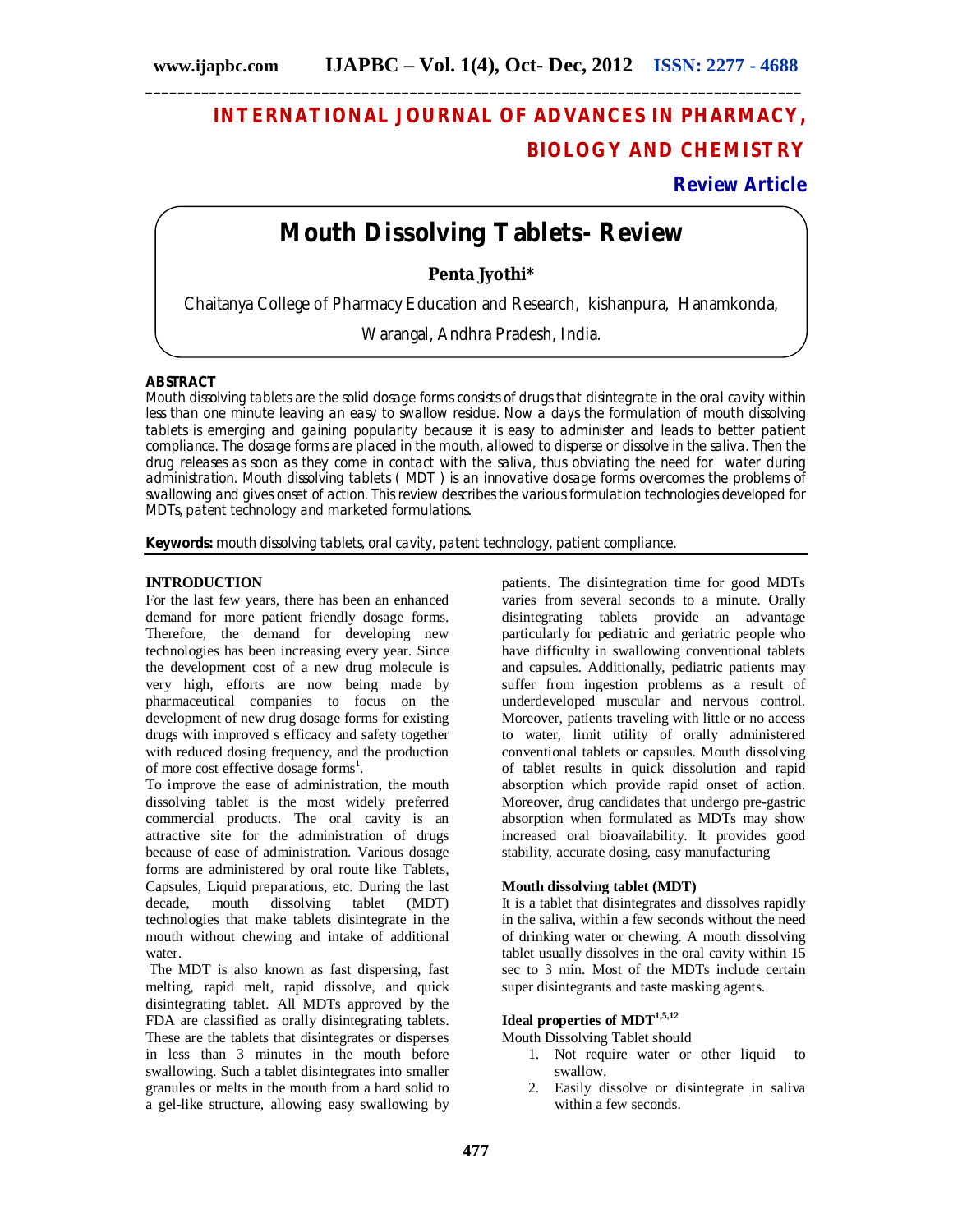# INTERNATIONAL JOURNAL OF ADVANCES IN PHARMACY, BIOLOGY AND CHEMISTRY

**Review Article**

# Mouth Dissolving Tablets- Review

**Penta Jyothi***

Chaitanya College of Pharmacy Education and Research, kishanpura, Hanamkonda, Warangal, Andhra Pradesh, India.

## ABSTRACT

Mouth dissolving tablets are the solid dosage forms consists of drugs that disintegrate in the oral cavity within less than one minute leaving an easy to swallow residue. Now a days the formulation of mouth dissolving tablets is emerging and gaining popularity because it is easy to administer and leads to better patient compliance. The dosage forms are placed in the mouth, allowed to disperse or dissolve in the saliva. Then the drug releases as soon as they come in contact with the saliva, thus obviating the need for water during administration. Mouth dissolving tablets ( MDT ) is an innovative dosage forms overcomes the problems of swallowing and gives onset of action. This review describes the various formulation technologies developed for MDTs, patent technology and marketed formulations.

**Keywords:** mouth dissolving tablets, oral cavity, patent technology, patient compliance.

## INTRODUCTION

For the last few years, there has been an enhanced demand for more patient friendly dosage forms. Therefore, the demand for developing new technologies has been increasing every year. Since the development cost of a new drug molecule is very high, efforts are now being made by pharmaceutical companies to focus on the development of new drug dosage forms for existing drugs with improved s efficacy and safety together with reduced dosing frequency, and the production of more cost effective dosage forms[1].

To improve the ease of administration, the mouth dissolving tablet is the most widely preferred commercial products. The oral cavity is an attractive site for the administration of drugs because of ease of administration. Various dosage forms are administered by oral route like Tablets, Capsules, Liquid preparations, etc. During the last decade, mouth dissolving tablet (MDT) technologies that make tablets disintegrate in the mouth without chewing and intake of additional water.

The MDT is also known as fast dispersing, fast melting, rapid melt, rapid dissolve, and quick disintegrating tablet. All MDTs approved by the FDA are classified as orally disintegrating tablets. These are the tablets that disintegrates or disperses in less than 3 minutes in the mouth before swallowing. Such a tablet disintegrates into smaller granules or melts in the mouth from a hard solid to a gel-like structure, allowing easy swallowing by patients. The disintegration time for good MDTs varies from several seconds to a minute. Orally disintegrating tablets provide an advantage particularly for pediatric and geriatric people who have difficulty in swallowing conventional tablets and capsules. Additionally, pediatric patients may suffer from ingestion problems as a result of underdeveloped muscular and nervous control. Moreover, patients traveling with little or no access to water, limit utility of orally administered conventional tablets or capsules. Mouth dissolving of tablet results in quick dissolution and rapid absorption which provide rapid onset of action. Moreover, drug candidates that undergo pre-gastric absorption when formulated as MDTs may show increased oral bioavailability. It provides good stability, accurate dosing, easy manufacturing

### Mouth dissolving tablet (MDT)

It is a tablet that disintegrates and dissolves rapidly in the saliva, within a few seconds without the need of drinking water or chewing. A mouth dissolving tablet usually dissolves in the oral cavity within 15 sec to 3 min. Most of the MDTs include certain super disintegrants and taste masking agents.

### Ideal properties of MDT[1,5,12]

Mouth Dissolving Tablet should

1. Not require water or other liquid to swallow.
2. Easily dissolve or disintegrate in saliva within a few seconds.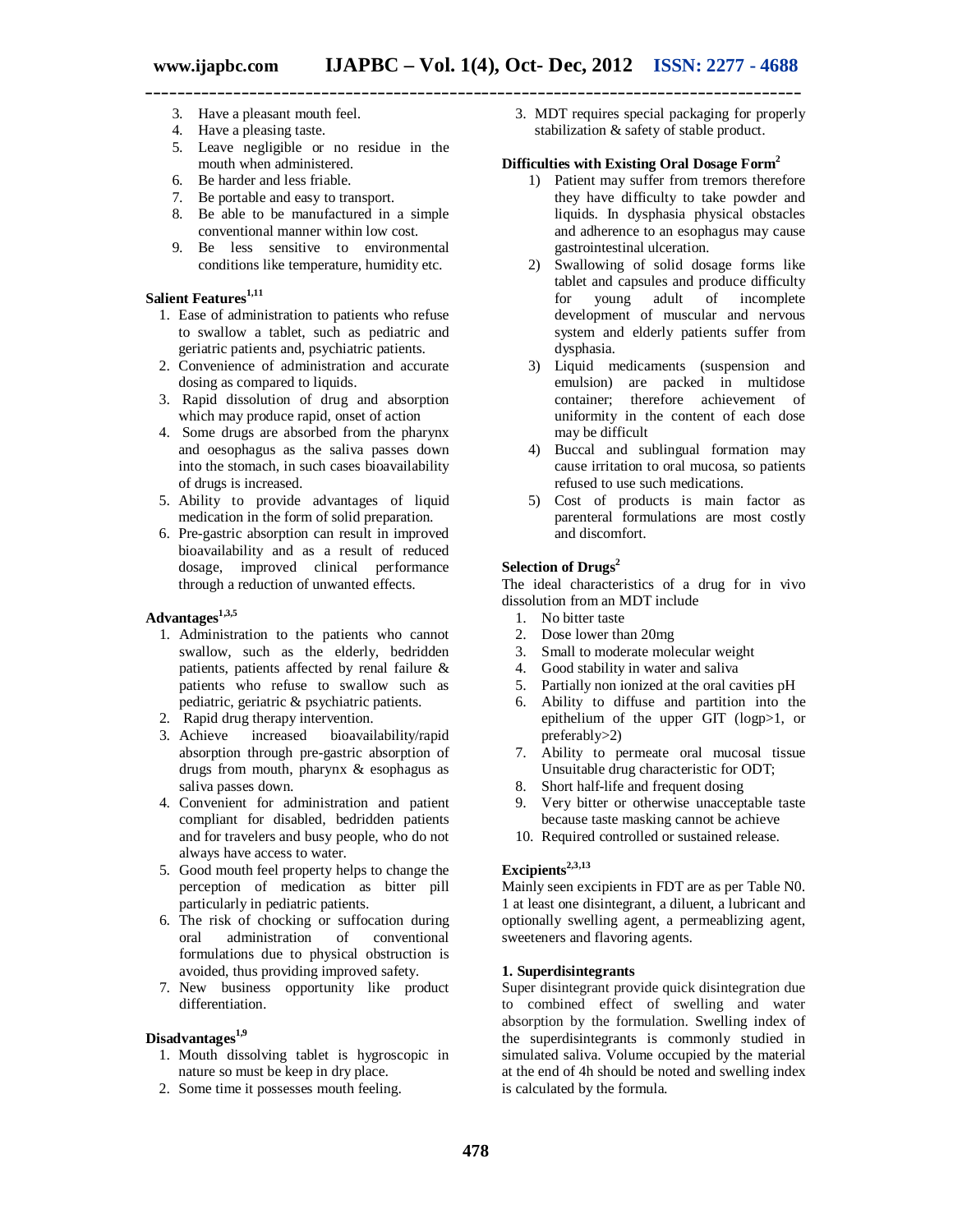3. Have a pleasant mouth feel.
4. Have a pleasing taste.
5. Leave negligible or no residue in the mouth when administered.
6. Be harder and less friable.
7. Be portable and easy to transport.
8. Be able to be manufactured in a simple conventional manner within low cost.
9. Be less sensitive to environmental conditions like temperature, humidity etc.

### Salient Features[1,11]

1. Ease of administration to patients who refuse to swallow a tablet, such as pediatric and geriatric patients and, psychiatric patients.
2. Convenience of administration and accurate dosing as compared to liquids.
3. Rapid dissolution of drug and absorption which may produce rapid, onset of action
4. Some drugs are absorbed from the pharynx and oesophagus as the saliva passes down into the stomach, in such cases bioavailability of drugs is increased.
5. Ability to provide advantages of liquid medication in the form of solid preparation.
6. Pre-gastric absorption can result in improved bioavailability and as a result of reduced dosage, improved clinical performance through a reduction of unwanted effects.

### Advantages[1,3,5]

1. Administration to the patients who cannot swallow, such as the elderly, bedridden patients, patients affected by renal failure & patients who refuse to swallow such as pediatric, geriatric & psychiatric patients.
2. Rapid drug therapy intervention.
3. Achieve increased bioavailability/rapid absorption through pre-gastric absorption of drugs from mouth, pharynx & esophagus as saliva passes down.
4. Convenient for administration and patient compliant for disabled, bedridden patients and for travelers and busy people, who do not always have access to water.
5. Good mouth feel property helps to change the perception of medication as bitter pill particularly in pediatric patients.
6. The risk of chocking or suffocation during oral administration of conventional formulations due to physical obstruction is avoided, thus providing improved safety.
7. New business opportunity like product differentiation.

### Disadvantages[1,9]

1. Mouth dissolving tablet is hygroscopic in nature so must be keep in dry place.
2. Some time it possesses mouth feeling.
3. MDT requires special packaging for properly stabilization & safety of stable product.

### Difficulties with Existing Oral Dosage Form[2]

1) Patient may suffer from tremors therefore they have difficulty to take powder and liquids. In dysphasia physical obstacles and adherence to an esophagus may cause gastrointestinal ulceration.
2) Swallowing of solid dosage forms like tablet and capsules and produce difficulty for young adult of incomplete development of muscular and nervous system and elderly patients suffer from dysphasia.
3) Liquid medicaments (suspension and emulsion) are packed in multidose container; therefore achievement of uniformity in the content of each dose may be difficult
4) Buccal and sublingual formation may cause irritation to oral mucosa, so patients refused to use such medications.
5) Cost of products is main factor as parenteral formulations are most costly and discomfort.

### Selection of Drugs[2]

The ideal characteristics of a drug for in vivo dissolution from an MDT include

1. No bitter taste
2. Dose lower than 20mg
3. Small to moderate molecular weight
4. Good stability in water and saliva
5. Partially non ionized at the oral cavities pH
6. Ability to diffuse and partition into the epithelium of the upper GIT (logp>1, or preferably>2)
7. Ability to permeate oral mucosal tissue Unsuitable drug characteristic for ODT;
8. Short half-life and frequent dosing
9. Very bitter or otherwise unacceptable taste because taste masking cannot be achieve
10. Required controlled or sustained release.

### Excipients[2,3,13]

Mainly seen excipients in FDT are as per Table N0. 1 at least one disintegrant, a diluent, a lubricant and optionally swelling agent, a permeablizing agent, sweeteners and flavoring agents.

#### 1. Superdisintegrants

Super disintegrant provide quick disintegration due to combined effect of swelling and water absorption by the formulation. Swelling index of the superdisintegrants is commonly studied in simulated saliva. Volume occupied by the material at the end of 4h should be noted and swelling index is calculated by the formula.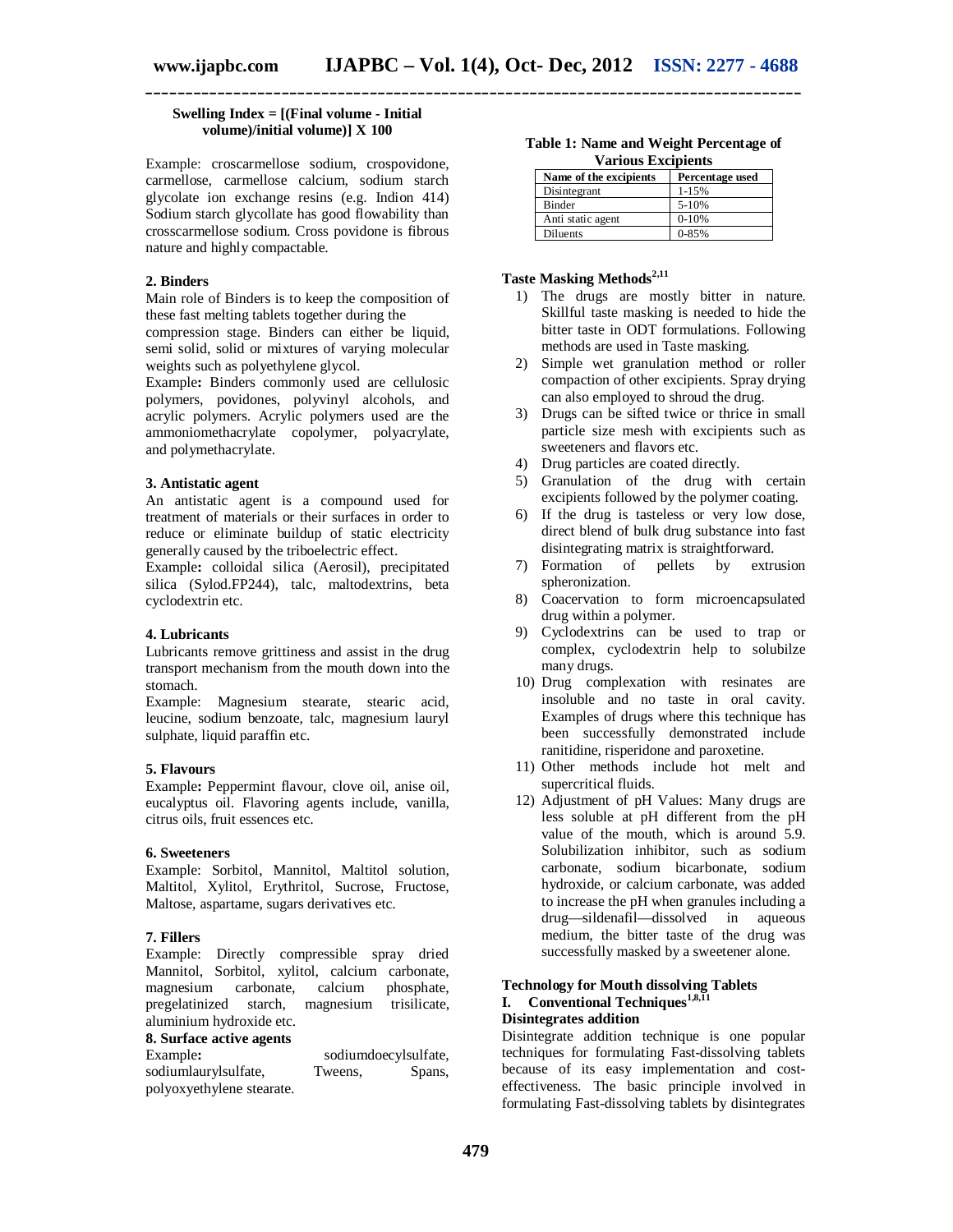**Swelling Index = [(Final volume - Initial volume)/initial volume)] X 100**

Example: croscarmellose sodium, crospovidone, carmellose, carmellose calcium, sodium starch glycolate ion exchange resins (e.g. Indion 414) Sodium starch glycollate has good flowability than crosscarmellose sodium. Cross povidone is fibrous nature and highly compactable.

### 2. Binders

Main role of Binders is to keep the composition of these fast melting tablets together during the compression stage. Binders can either be liquid, semi solid, solid or mixtures of varying molecular weights such as polyethylene glycol.

Example**:** Binders commonly used are cellulosic polymers, povidones, polyvinyl alcohols, and acrylic polymers. Acrylic polymers used are the ammoniomethacrylate copolymer, polyacrylate, and polymethacrylate.

### 3. Antistatic agent

An antistatic agent is a compound used for treatment of materials or their surfaces in order to reduce or eliminate buildup of static electricity generally caused by the triboelectric effect.

Example**:** colloidal silica (Aerosil), precipitated silica (Sylod.FP244), talc, maltodextrins, beta cyclodextrin etc.

### 4. Lubricants

Lubricants remove grittiness and assist in the drug transport mechanism from the mouth down into the stomach.

Example: Magnesium stearate, stearic acid, leucine, sodium benzoate, talc, magnesium lauryl sulphate, liquid paraffin etc.

### 5. Flavours

Example**:** Peppermint flavour, clove oil, anise oil, eucalyptus oil. Flavoring agents include, vanilla, citrus oils, fruit essences etc.

### 6. Sweeteners

Example: Sorbitol, Mannitol, Maltitol solution, Maltitol, Xylitol, Erythritol, Sucrose, Fructose, Maltose, aspartame, sugars derivatives etc.

### 7. Fillers

Example: Directly compressible spray dried Mannitol, Sorbitol, xylitol, calcium carbonate, magnesium carbonate, calcium phosphate, pregelatinized starch, magnesium trisilicate, aluminium hydroxide etc.

### 8. Surface active agents

Example**:** sodiumdoecylsulfate, sodiumlaurylsulfate, Tweens, Spans, polyoxyethylene stearate.

**Table 1: Name and Weight Percentage of Various Excipients**

| Name of the excipients | Percentage used |
|---|---|
| Disintegrant | 1-15% |
| Binder | 5-10% |
| Anti static agent | 0-10% |
| Diluents | 0-85% |

### Taste Masking Methods[2,11]

1) The drugs are mostly bitter in nature. Skillful taste masking is needed to hide the bitter taste in ODT formulations. Following methods are used in Taste masking.
2) Simple wet granulation method or roller compaction of other excipients. Spray drying can also employed to shroud the drug.
3) Drugs can be sifted twice or thrice in small particle size mesh with excipients such as sweeteners and flavors etc.
4) Drug particles are coated directly.
5) Granulation of the drug with certain excipients followed by the polymer coating.
6) If the drug is tasteless or very low dose, direct blend of bulk drug substance into fast disintegrating matrix is straightforward.
7) Formation of pellets by extrusion spheronization.
8) Coacervation to form microencapsulated drug within a polymer.
9) Cyclodextrins can be used to trap or complex, cyclodextrin help to solubilze many drugs.
10) Drug complexation with resinates are insoluble and no taste in oral cavity. Examples of drugs where this technique has been successfully demonstrated include ranitidine, risperidone and paroxetine.
11) Other methods include hot melt and supercritical fluids.
12) Adjustment of pH Values: Many drugs are less soluble at pH different from the pH value of the mouth, which is around 5.9. Solubilization inhibitor, such as sodium carbonate, sodium bicarbonate, sodium hydroxide, or calcium carbonate, was added to increase the pH when granules including a drug—sildenafil—dissolved in aqueous medium, the bitter taste of the drug was successfully masked by a sweetener alone.

### Technology for Mouth dissolving Tablets

#### I. Conventional Techniques[1,8,11]

**Disintegrates addition**

Disintegrate addition technique is one popular techniques for formulating Fast-dissolving tablets because of its easy implementation and cost-effectiveness. The basic principle involved in formulating Fast-dissolving tablets by disintegrates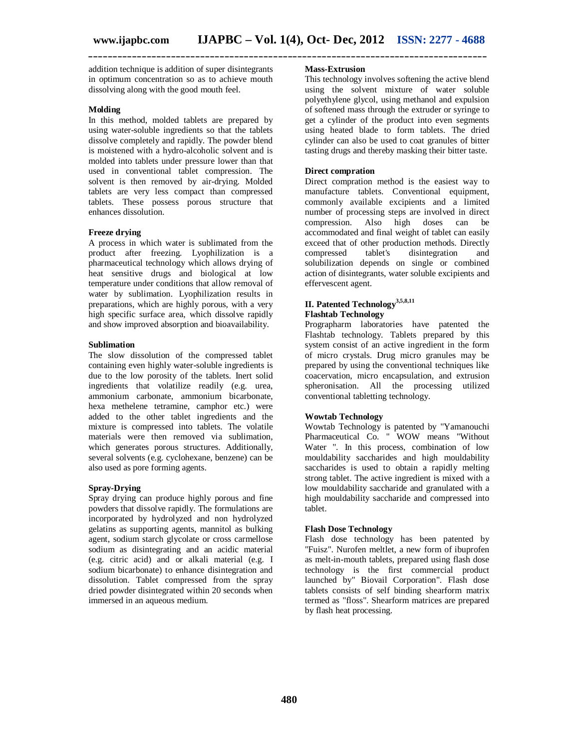addition technique is addition of super disintegrants in optimum concentration so as to achieve mouth dissolving along with the good mouth feel.

**Molding**

In this method, molded tablets are prepared by using water-soluble ingredients so that the tablets dissolve completely and rapidly. The powder blend is moistened with a hydro-alcoholic solvent and is molded into tablets under pressure lower than that used in conventional tablet compression. The solvent is then removed by air-drying. Molded tablets are very less compact than compressed tablets. These possess porous structure that enhances dissolution.

**Freeze drying**

A process in which water is sublimated from the product after freezing. Lyophilization is a pharmaceutical technology which allows drying of heat sensitive drugs and biological at low temperature under conditions that allow removal of water by sublimation. Lyophilization results in preparations, which are highly porous, with a very high specific surface area, which dissolve rapidly and show improved absorption and bioavailability.

**Sublimation**

The slow dissolution of the compressed tablet containing even highly water-soluble ingredients is due to the low porosity of the tablets. Inert solid ingredients that volatilize readily (e.g. urea, ammonium carbonate, ammonium bicarbonate, hexa methelene tetramine, camphor etc.) were added to the other tablet ingredients and the mixture is compressed into tablets. The volatile materials were then removed via sublimation, which generates porous structures. Additionally, several solvents (e.g. cyclohexane, benzene) can be also used as pore forming agents.

**Spray-Drying**

Spray drying can produce highly porous and fine powders that dissolve rapidly. The formulations are incorporated by hydrolyzed and non hydrolyzed gelatins as supporting agents, mannitol as bulking agent, sodium starch glycolate or cross carmellose sodium as disintegrating and an acidic material (e.g. citric acid) and or alkali material (e.g. I sodium bicarbonate) to enhance disintegration and dissolution. Tablet compressed from the spray dried powder disintegrated within 20 seconds when immersed in an aqueous medium.

**Mass-Extrusion**

This technology involves softening the active blend using the solvent mixture of water soluble polyethylene glycol, using methanol and expulsion of softened mass through the extruder or syringe to get a cylinder of the product into even segments using heated blade to form tablets. The dried cylinder can also be used to coat granules of bitter tasting drugs and thereby masking their bitter taste.

**Direct compration**

Direct compration method is the easiest way to manufacture tablets. Conventional equipment, commonly available excipients and a limited number of processing steps are involved in direct compression. Also high doses can be accommodated and final weight of tablet can easily exceed that of other production methods. Directly compressed tablet's disintegration and solubilization depends on single or combined action of disintegrants, water soluble excipients and effervescent agent.

**II. Patented Technology[3,5,8,11]**

**Flashtab Technology**

Prographarm laboratories have patented the Flashtab technology. Tablets prepared by this system consist of an active ingredient in the form of micro crystals. Drug micro granules may be prepared by using the conventional techniques like coacervation, micro encapsulation, and extrusion spheronisation. All the processing utilized conventional tabletting technology.

**Wowtab Technology**

Wowtab Technology is patented by "Yamanouchi Pharmaceutical Co. " WOW means "Without Water ". In this process, combination of low mouldability saccharides and high mouldability saccharides is used to obtain a rapidly melting strong tablet. The active ingredient is mixed with a low mouldability saccharide and granulated with a high mouldability saccharide and compressed into tablet.

**Flash Dose Technology**

Flash dose technology has been patented by "Fuisz". Nurofen meltlet, a new form of ibuprofen as melt-in-mouth tablets, prepared using flash dose technology is the first commercial product launched by" Biovail Corporation". Flash dose tablets consists of self binding shearform matrix termed as "floss". Shearform matrices are prepared by flash heat processing.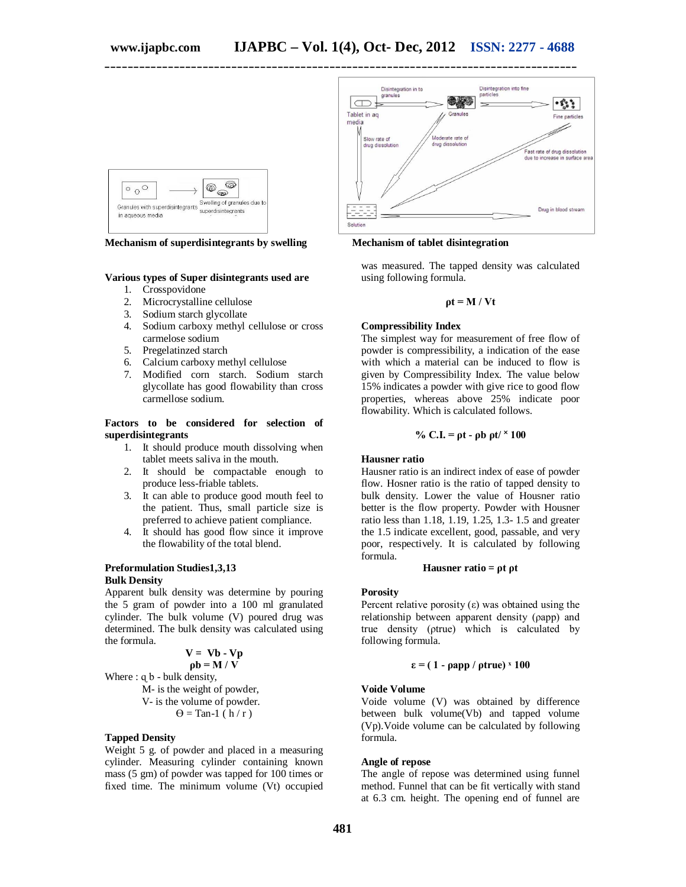Mechanism of superdisintegrants by swelling

Mechanism of tablet disintegration

**Various types of Super disintegrants used are**

1. Crosspovidone
2. Microcrystalline cellulose
3. Sodium starch glycollate
4. Sodium carboxy methyl cellulose or cross carmelose sodium
5. Pregelatinzed starch
6. Calcium carboxy methyl cellulose
7. Modified corn starch. Sodium starch glycollate has good flowability than cross carmellose sodium.

**Factors to be considered for selection of superdisintegrants**

1. It should produce mouth dissolving when tablet meets saliva in the mouth.
2. It should be compactable enough to produce less-friable tablets.
3. It can able to produce good mouth feel to the patient. Thus, small particle size is preferred to achieve patient compliance.
4. It should has good flow since it improve the flowability of the total blend.

**Preformulation Studies1,3,13**

**Bulk Density**

Apparent bulk density was determine by pouring the 5 gram of powder into a 100 ml granulated cylinder. The bulk volume (V) poured drug was determined. The bulk density was calculated using the formula.

$$V = Vb - Vp$$

$$\rho b = M / V$$

Where : $\rho_b$ - bulk density,

M- is the weight of powder,

V- is the volume of powder.

$$\Theta = \text{Tan-1} ( h / r )$$

**Tapped Density**

Weight 5 g. of powder and placed in a measuring cylinder. Measuring cylinder containing known mass (5 gm) of powder was tapped for 100 times or fixed time. The minimum volume (Vt) occupied was measured. The tapped density was calculated using following formula.

$$\rho t = M / Vt$$

**Compressibility Index**

The simplest way for measurement of free flow of powder is compressibility, a indication of the ease with which a material can be induced to flow is given by Compressibility Index. The value below 15% indicates a powder with give rice to good flow properties, whereas above 25% indicate poor flowability. Which is calculated follows.

$$\% \text{ C.I.} = \rho t - \rho b \ \rho t / \times 100$$

**Hausner ratio**

Hausner ratio is an indirect index of ease of powder flow. Hosner ratio is the ratio of tapped density to bulk density. Lower the value of Housner ratio better is the flow property. Powder with Housner ratio less than 1.18, 1.19, 1.25, 1.3- 1.5 and greater the 1.5 indicate excellent, good, passable, and very poor, respectively. It is calculated by following formula.

$$\text{Hausner ratio} = \rho t \ \rho t$$

**Porosity**

Percent relative porosity (ε) was obtained using the relationship between apparent density (ρapp) and true density (ρtrue) which is calculated by following formula.

$$\varepsilon = ( 1 - \rho app / \rho true ) \times 100$$

**Voide Volume**

Voide volume (V) was obtained by difference between bulk volume(Vb) and tapped volume (Vp).Voide volume can be calculated by following formula.

**Angle of repose**

The angle of repose was determined using funnel method. Funnel that can be fit vertically with stand at 6.3 cm. height. The opening end of funnel are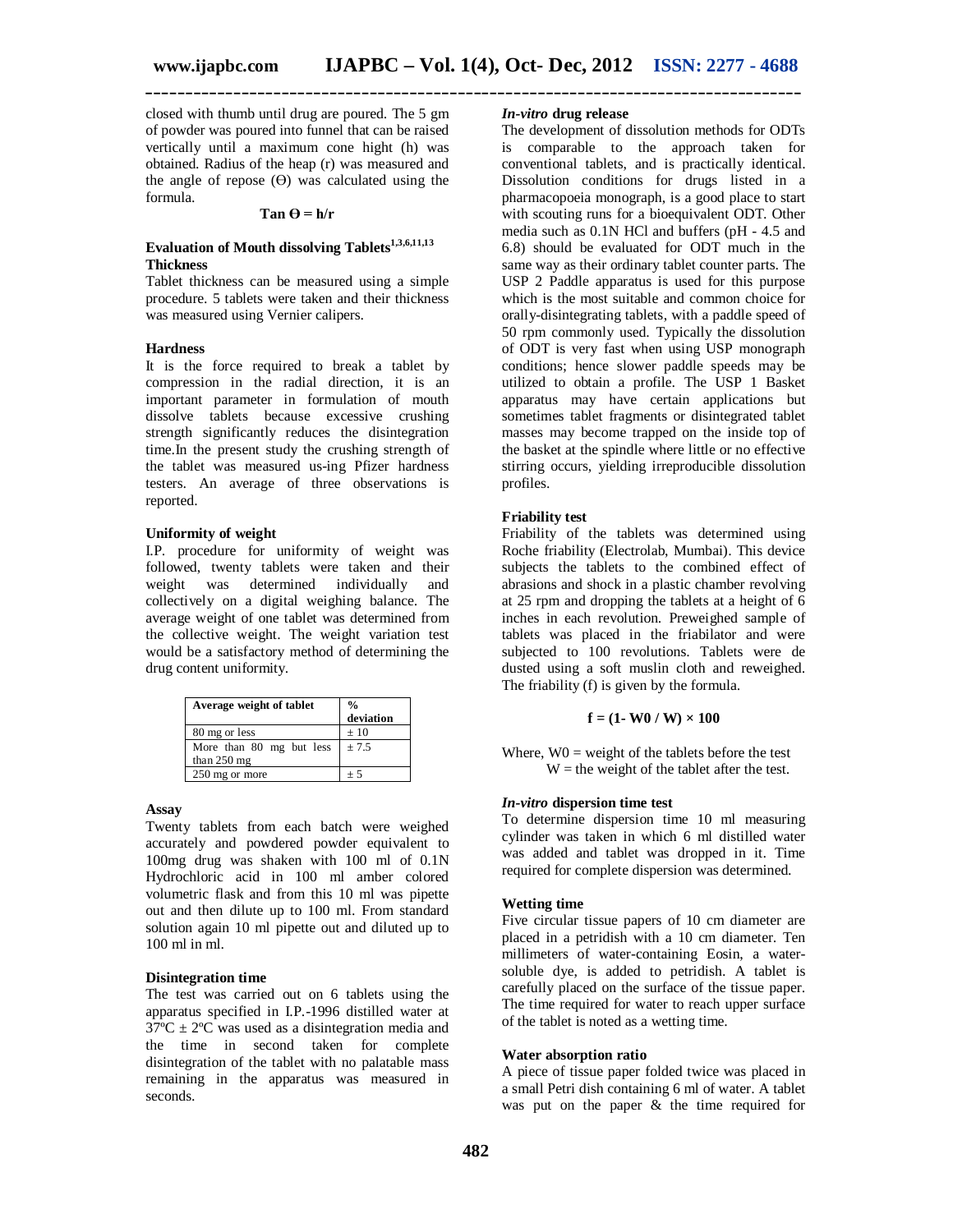closed with thumb until drug are poured. The 5 gm of powder was poured into funnel that can be raised vertically until a maximum cone hight (h) was obtained. Radius of the heap (r) was measured and the angle of repose (Θ) was calculated using the formula.

$$\tan \Theta = h/r$$

### Evaluation of Mouth dissolving Tablets[1,3,6,11,13]

**Thickness**

Tablet thickness can be measured using a simple procedure. 5 tablets were taken and their thickness was measured using Vernier calipers.

**Hardness**

It is the force required to break a tablet by compression in the radial direction, it is an important parameter in formulation of mouth dissolve tablets because excessive crushing strength significantly reduces the disintegration time.In the present study the crushing strength of the tablet was measured us-ing Pfizer hardness testers. An average of three observations is reported.

**Uniformity of weight**

I.P. procedure for uniformity of weight was followed, twenty tablets were taken and their weight was determined individually and collectively on a digital weighing balance. The average weight of one tablet was determined from the collective weight. The weight variation test would be a satisfactory method of determining the drug content uniformity.

| Average weight of tablet | % deviation |
|---|---|
| 80 mg or less | ± 10 |
| More than 80 mg but less than 250 mg | ± 7.5 |
| 250 mg or more | ± 5 |

**Assay**

Twenty tablets from each batch were weighed accurately and powdered powder equivalent to 100mg drug was shaken with 100 ml of 0.1N Hydrochloric acid in 100 ml amber colored volumetric flask and from this 10 ml was pipette out and then dilute up to 100 ml. From standard solution again 10 ml pipette out and diluted up to 100 ml in ml.

**Disintegration time**

The test was carried out on 6 tablets using the apparatus specified in I.P.-1996 distilled water at 37ºC ± 2ºC was used as a disintegration media and the time in second taken for complete disintegration of the tablet with no palatable mass remaining in the apparatus was measured in seconds.

***In-vitro* drug release**

The development of dissolution methods for ODTs is comparable to the approach taken for conventional tablets, and is practically identical. Dissolution conditions for drugs listed in a pharmacopoeia monograph, is a good place to start with scouting runs for a bioequivalent ODT. Other media such as 0.1N HCl and buffers (pH - 4.5 and 6.8) should be evaluated for ODT much in the same way as their ordinary tablet counter parts. The USP 2 Paddle apparatus is used for this purpose which is the most suitable and common choice for orally-disintegrating tablets, with a paddle speed of 50 rpm commonly used. Typically the dissolution of ODT is very fast when using USP monograph conditions; hence slower paddle speeds may be utilized to obtain a profile. The USP 1 Basket apparatus may have certain applications but sometimes tablet fragments or disintegrated tablet masses may become trapped on the inside top of the basket at the spindle where little or no effective stirring occurs, yielding irreproducible dissolution profiles.

**Friability test**

Friability of the tablets was determined using Roche friability (Electrolab, Mumbai). This device subjects the tablets to the combined effect of abrasions and shock in a plastic chamber revolving at 25 rpm and dropping the tablets at a height of 6 inches in each revolution. Preweighed sample of tablets was placed in the friabilator and were subjected to 100 revolutions. Tablets were de dusted using a soft muslin cloth and reweighed. The friability (f) is given by the formula.

$$f = (1 - W0 / W) \times 100$$

Where, $W0$ = weight of the tablets before the test
$W$ = the weight of the tablet after the test.

***In-vitro* dispersion time test**

To determine dispersion time 10 ml measuring cylinder was taken in which 6 ml distilled water was added and tablet was dropped in it. Time required for complete dispersion was determined.

**Wetting time**

Five circular tissue papers of 10 cm diameter are placed in a petridish with a 10 cm diameter. Ten millimeters of water-containing Eosin, a water-soluble dye, is added to petridish. A tablet is carefully placed on the surface of the tissue paper. The time required for water to reach upper surface of the tablet is noted as a wetting time.

**Water absorption ratio**

A piece of tissue paper folded twice was placed in a small Petri dish containing 6 ml of water. A tablet was put on the paper & the time required for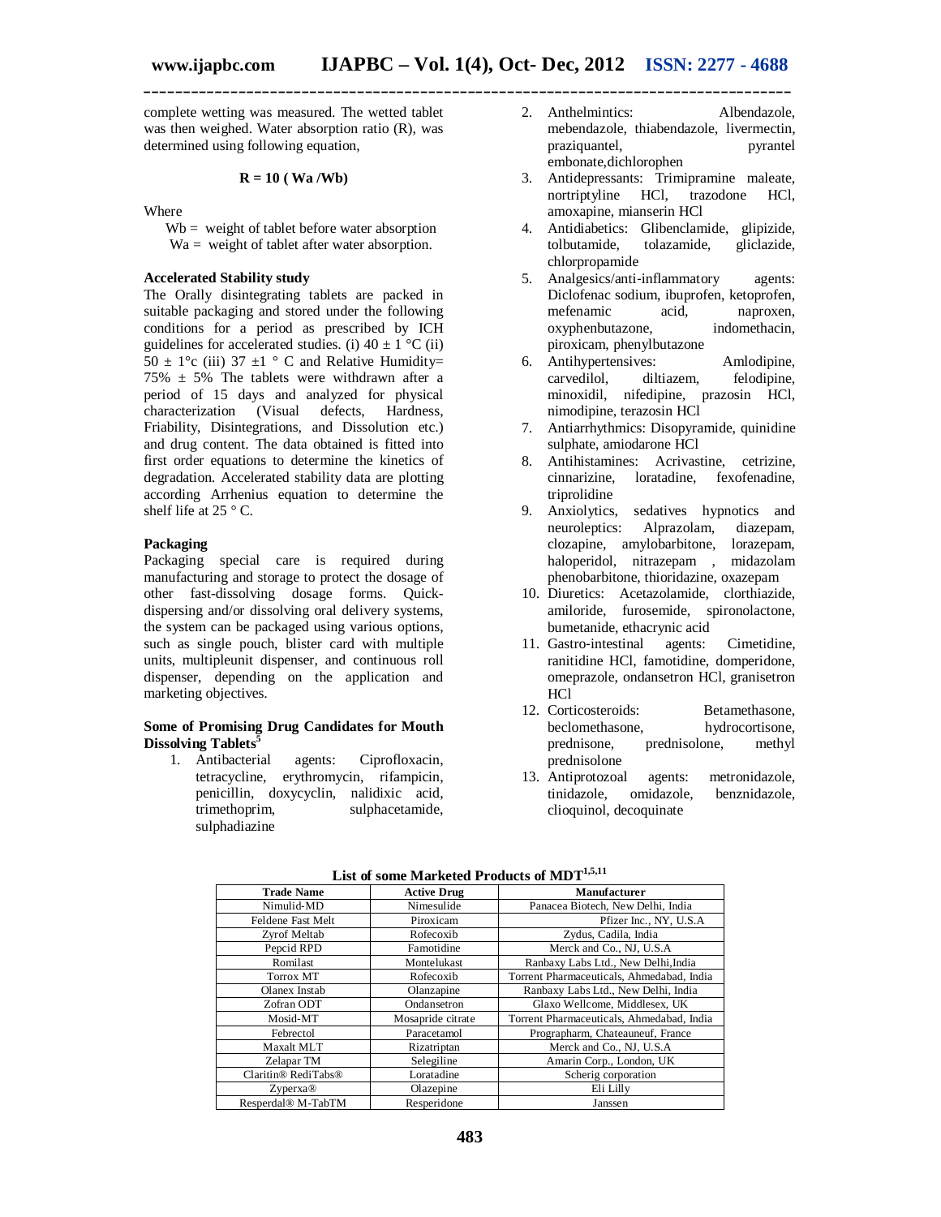complete wetting was measured. The wetted tablet was then weighed. Water absorption ratio (R), was determined using following equation,

$$R = 10\ (Wa / Wb)$$

Where

Wb = weight of tablet before water absorption
Wa = weight of tablet after water absorption.

**Accelerated Stability study**

The Orally disintegrating tablets are packed in suitable packaging and stored under the following conditions for a period as prescribed by ICH guidelines for accelerated studies. (i) 40 ± 1 °C (ii) 50 ± 1°c (iii) 37 ±1 ° C and Relative Humidity= 75% ± 5% The tablets were withdrawn after a period of 15 days and analyzed for physical characterization (Visual defects, Hardness, Friability, Disintegrations, and Dissolution etc.) and drug content. The data obtained is fitted into first order equations to determine the kinetics of degradation. Accelerated stability data are plotting according Arrhenius equation to determine the shelf life at 25 ° C.

**Packaging**

Packaging special care is required during manufacturing and storage to protect the dosage of other fast-dissolving dosage forms. Quick-dispersing and/or dissolving oral delivery systems, the system can be packaged using various options, such as single pouch, blister card with multiple units, multipleunit dispenser, and continuous roll dispenser, depending on the application and marketing objectives.

**Some of Promising Drug Candidates for Mouth Dissolving Tablets[5]**

1. Antibacterial agents: Ciprofloxacin, tetracycline, erythromycin, rifampicin, penicillin, doxycyclin, nalidixic acid, trimethoprim, sulphacetamide, sulphadiazine
2. Anthelmintics: Albendazole, mebendazole, thiabendazole, livermectin, praziquantel, pyrantel embonate,dichlorophen
3. Antidepressants: Trimipramine maleate, nortriptyline HCl, trazodone HCl, amoxapine, mianserin HCl
4. Antidiabetics: Glibenclamide, glipizide, tolbutamide, tolazamide, gliclazide, chlorpropamide
5. Analgesics/anti-inflammatory agents: Diclofenac sodium, ibuprofen, ketoprofen, mefenamic acid, naproxen, oxyphenbutazone, indomethacin, piroxicam, phenylbutazone
6. Antihypertensives: Amlodipine, carvedilol, diltiazem, felodipine, minoxidil, nifedipine, prazosin HCl, nimodipine, terazosin HCl
7. Antiarrhythmics: Disopyramide, quinidine sulphate, amiodarone HCl
8. Antihistamines: Acrivastine, cetrizine, cinnarizine, loratadine, fexofenadine, triprolidine
9. Anxiolytics, sedatives hypnotics and neuroleptics: Alprazolam, diazepam, clozapine, amylobarbitone, lorazepam, haloperidol, nitrazepam , midazolam phenobarbitone, thioridazine, oxazepam
10. Diuretics: Acetazolamide, clorthiazide, amiloride, furosemide, spironolactone, bumetanide, ethacrynic acid
11. Gastro-intestinal agents: Cimetidine, ranitidine HCl, famotidine, domperidone, omeprazole, ondansetron HCl, granisetron HCl
12. Corticosteroids: Betamethasone, beclomethasone, hydrocortisone, prednisone, prednisolone, methyl prednisolone
13. Antiprotozoal agents: metronidazole, tinidazole, omidazole, benznidazole, clioquinol, decoquinate

**List of some Marketed Products of MDT[1,5,11]**

| Trade Name | Active Drug | Manufacturer |
|---|---|---|
| Nimulid-MD | Nimesulide | Panacea Biotech, New Delhi, India |
| Feldene Fast Melt | Piroxicam | Pfizer Inc., NY, U.S.A |
| Zyrof Meltab | Rofecoxib | Zydus, Cadila, India |
| Pepcid RPD | Famotidine | Merck and Co., NJ, U.S.A |
| Romilast | Montelukast | Ranbaxy Labs Ltd., New Delhi,India |
| Torrox MT | Rofecoxib | Torrent Pharmaceuticals, Ahmedabad, India |
| Olanex Instab | Olanzapine | Ranbaxy Labs Ltd., New Delhi, India |
| Zofran ODT | Ondansetron | Glaxo Wellcome, Middlesex, UK |
| Mosid-MT | Mosapride citrate | Torrent Pharmaceuticals, Ahmedabad, India |
| Febrectol | Paracetamol | Prographarm, Chateauneuf, France |
| Maxalt MLT | Rizatriptan | Merck and Co., NJ, U.S.A |
| Zelapar TM | Selegiline | Amarin Corp., London, UK |
| Claritin® RediTabs® | Loratadine | Scherig corporation |
| Zyperxa® | Olazepine | Eli Lilly |
| Resperdal® M-TabTM | Resperidone | Janssen |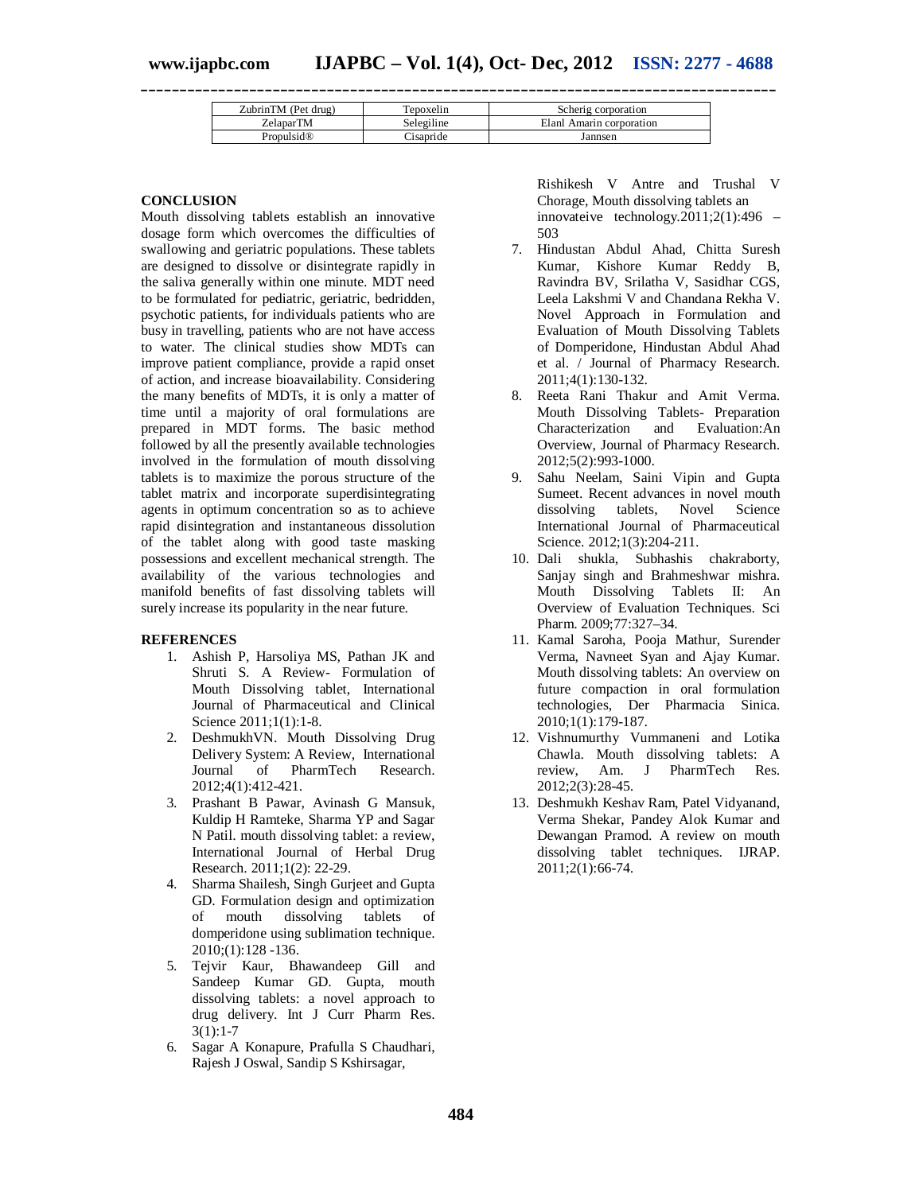| | | |
|---|---|---|
| ZubrinTM (Pet drug) | Tepoxelin | Scherig corporation |
| ZelaparTM | Selegiline | Elanl Amarin corporation |
| Propulsid® | Cisapride | Jannsen |

## CONCLUSION

Mouth dissolving tablets establish an innovative dosage form which overcomes the difficulties of swallowing and geriatric populations. These tablets are designed to dissolve or disintegrate rapidly in the saliva generally within one minute. MDT need to be formulated for pediatric, geriatric, bedridden, psychotic patients, for individuals patients who are busy in travelling, patients who are not have access to water. The clinical studies show MDTs can improve patient compliance, provide a rapid onset of action, and increase bioavailability. Considering the many benefits of MDTs, it is only a matter of time until a majority of oral formulations are prepared in MDT forms. The basic method followed by all the presently available technologies involved in the formulation of mouth dissolving tablets is to maximize the porous structure of the tablet matrix and incorporate superdisintegrating agents in optimum concentration so as to achieve rapid disintegration and instantaneous dissolution of the tablet along with good taste masking possessions and excellent mechanical strength. The availability of the various technologies and manifold benefits of fast dissolving tablets will surely increase its popularity in the near future.

## REFERENCES

1. Ashish P, Harsoliya MS, Pathan JK and Shruti S. A Review- Formulation of Mouth Dissolving tablet, International Journal of Pharmaceutical and Clinical Science 2011;1(1):1-8.
2. DeshmukhVN. Mouth Dissolving Drug Delivery System: A Review, International Journal of PharmTech Research. 2012;4(1):412-421.
3. Prashant B Pawar, Avinash G Mansuk, Kuldip H Ramteke, Sharma YP and Sagar N Patil. mouth dissolving tablet: a review, International Journal of Herbal Drug Research. 2011;1(2): 22-29.
4. Sharma Shailesh, Singh Gurjeet and Gupta GD. Formulation design and optimization of mouth dissolving tablets of domperidone using sublimation technique. 2010;(1):128 -136.
5. Tejvir Kaur, Bhawandeep Gill and Sandeep Kumar GD. Gupta, mouth dissolving tablets: a novel approach to drug delivery. Int J Curr Pharm Res. 3(1):1-7
6. Sagar A Konapure, Prafulla S Chaudhari, Rajesh J Oswal, Sandip S Kshirsagar, Rishikesh V Antre and Trushal V Chorage, Mouth dissolving tablets an innovateive technology.2011;2(1):496 – 503
7. Hindustan Abdul Ahad, Chitta Suresh Kumar, Kishore Kumar Reddy B, Ravindra BV, Srilatha V, Sasidhar CGS, Leela Lakshmi V and Chandana Rekha V. Novel Approach in Formulation and Evaluation of Mouth Dissolving Tablets of Domperidone, Hindustan Abdul Ahad et al. / Journal of Pharmacy Research. 2011;4(1):130-132.
8. Reeta Rani Thakur and Amit Verma. Mouth Dissolving Tablets- Preparation Characterization and Evaluation:An Overview, Journal of Pharmacy Research. 2012;5(2):993-1000.
9. Sahu Neelam, Saini Vipin and Gupta Sumeet. Recent advances in novel mouth dissolving tablets, Novel Science International Journal of Pharmaceutical Science. 2012;1(3):204-211.
10. Dali shukla, Subhashis chakraborty, Sanjay singh and Brahmeshwar mishra. Mouth Dissolving Tablets II: An Overview of Evaluation Techniques. Sci Pharm. 2009;77:327–34.
11. Kamal Saroha, Pooja Mathur, Surender Verma, Navneet Syan and Ajay Kumar. Mouth dissolving tablets: An overview on future compaction in oral formulation technologies, Der Pharmacia Sinica. 2010;1(1):179-187.
12. Vishnumurthy Vummaneni and Lotika Chawla. Mouth dissolving tablets: A review, Am. J PharmTech Res. 2012;2(3):28-45.
13. Deshmukh Keshav Ram, Patel Vidyanand, Verma Shekar, Pandey Alok Kumar and Dewangan Pramod. A review on mouth dissolving tablet techniques. IJRAP. 2011;2(1):66-74.